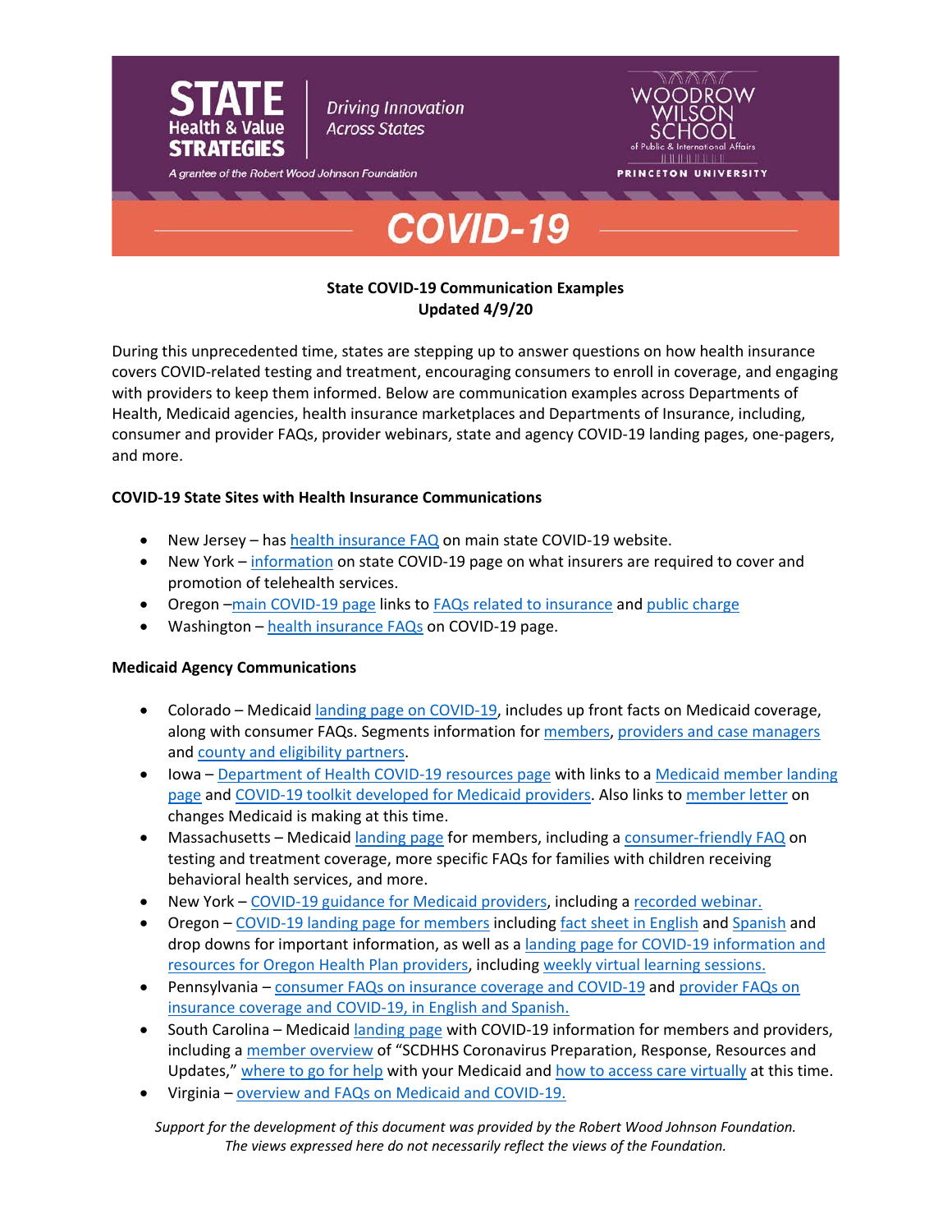STATE Health & Value STRATEGIES

*Driving Innovation Across States*

*A grantee of the Robert Wood Johnson Foundation*

WOODROW WILSON SCHOOL of Public & International Affairs

PRINCETON UNIVERSITY

# COVID-19

**State COVID-19 Communication Examples**
**Updated 4/9/20**

During this unprecedented time, states are stepping up to answer questions on how health insurance covers COVID-related testing and treatment, encouraging consumers to enroll in coverage, and engaging with providers to keep them informed. Below are communication examples across Departments of Health, Medicaid agencies, health insurance marketplaces and Departments of Insurance, including, consumer and provider FAQs, provider webinars, state and agency COVID-19 landing pages, one-pagers, and more.

## COVID-19 State Sites with Health Insurance Communications

- New Jersey – has health insurance FAQ on main state COVID-19 website.
- New York – information on state COVID-19 page on what insurers are required to cover and promotion of telehealth services.
- Oregon –main COVID-19 page links to FAQs related to insurance and public charge
- Washington – health insurance FAQs on COVID-19 page.

## Medicaid Agency Communications

- Colorado – Medicaid landing page on COVID-19, includes up front facts on Medicaid coverage, along with consumer FAQs. Segments information for members, providers and case managers and county and eligibility partners.
- Iowa – Department of Health COVID-19 resources page with links to a Medicaid member landing page and COVID-19 toolkit developed for Medicaid providers. Also links to member letter on changes Medicaid is making at this time.
- Massachusetts – Medicaid landing page for members, including a consumer-friendly FAQ on testing and treatment coverage, more specific FAQs for families with children receiving behavioral health services, and more.
- New York – COVID-19 guidance for Medicaid providers, including a recorded webinar.
- Oregon – COVID-19 landing page for members including fact sheet in English and Spanish and drop downs for important information, as well as a landing page for COVID-19 information and resources for Oregon Health Plan providers, including weekly virtual learning sessions.
- Pennsylvania – consumer FAQs on insurance coverage and COVID-19 and provider FAQs on insurance coverage and COVID-19, in English and Spanish.
- South Carolina – Medicaid landing page with COVID-19 information for members and providers, including a member overview of "SCDHHS Coronavirus Preparation, Response, Resources and Updates," where to go for help with your Medicaid and how to access care virtually at this time.
- Virginia – overview and FAQs on Medicaid and COVID-19.

*Support for the development of this document was provided by the Robert Wood Johnson Foundation. The views expressed here do not necessarily reflect the views of the Foundation.*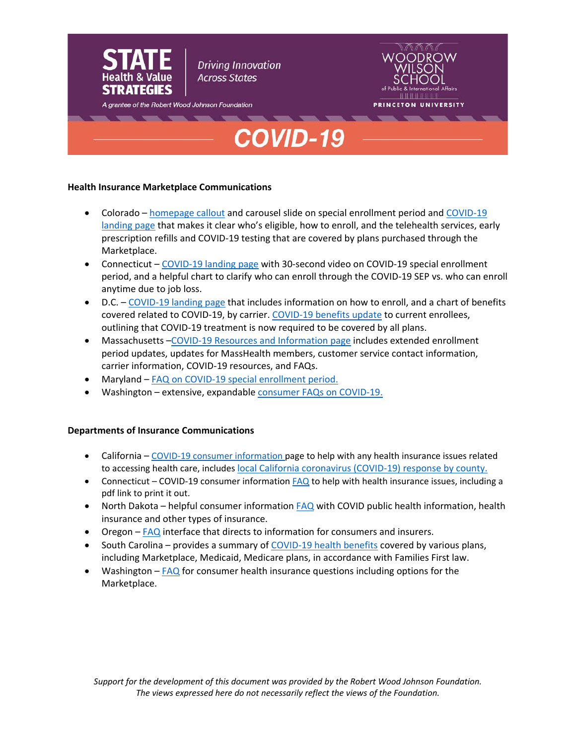**Health Insurance Marketplace Communications**

- Colorado – homepage callout and carousel slide on special enrollment period and COVID-19 landing page that makes it clear who's eligible, how to enroll, and the telehealth services, early prescription refills and COVID-19 testing that are covered by plans purchased through the Marketplace.
- Connecticut – COVID-19 landing page with 30-second video on COVID-19 special enrollment period, and a helpful chart to clarify who can enroll through the COVID-19 SEP vs. who can enroll anytime due to job loss.
- D.C. – COVID-19 landing page that includes information on how to enroll, and a chart of benefits covered related to COVID-19, by carrier. COVID-19 benefits update to current enrollees, outlining that COVID-19 treatment is now required to be covered by all plans.
- Massachusetts –COVID-19 Resources and Information page includes extended enrollment period updates, updates for MassHealth members, customer service contact information, carrier information, COVID-19 resources, and FAQs.
- Maryland – FAQ on COVID-19 special enrollment period.
- Washington – extensive, expandable consumer FAQs on COVID-19.

**Departments of Insurance Communications**

- California – COVID-19 consumer information page to help with any health insurance issues related to accessing health care, includes local California coronavirus (COVID-19) response by county.
- Connecticut – COVID-19 consumer information FAQ to help with health insurance issues, including a pdf link to print it out.
- North Dakota – helpful consumer information FAQ with COVID public health information, health insurance and other types of insurance.
- Oregon – FAQ interface that directs to information for consumers and insurers.
- South Carolina – provides a summary of COVID-19 health benefits covered by various plans, including Marketplace, Medicaid, Medicare plans, in accordance with Families First law.
- Washington – FAQ for consumer health insurance questions including options for the Marketplace.

*Support for the development of this document was provided by the Robert Wood Johnson Foundation. The views expressed here do not necessarily reflect the views of the Foundation.*